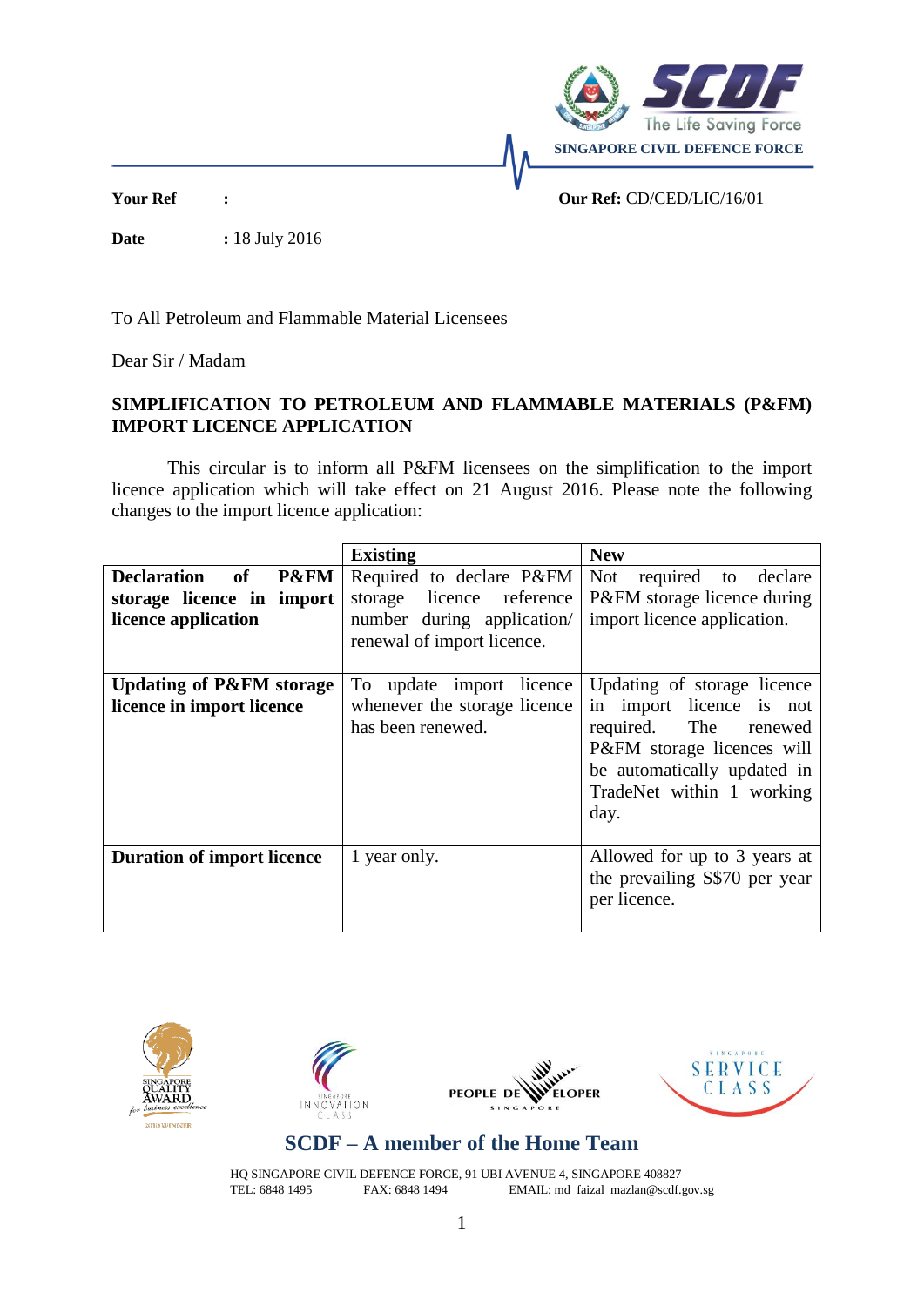SINGAPORE CIVIL DEFENCE FORCE

**Your Ref** :

**Our Ref:** CD/CED/LIC/16/01

**Date** : 18 July 2016

To All Petroleum and Flammable Material Licensees

Dear Sir / Madam

**SIMPLIFICATION TO PETROLEUM AND FLAMMABLE MATERIALS (P&FM) IMPORT LICENCE APPLICATION**

This circular is to inform all P&FM licensees on the simplification to the import licence application which will take effect on 21 August 2016. Please note the following changes to the import licence application:

| | **Existing** | **New** |
|---|---|---|
| **Declaration of P&FM storage licence in import licence application** | Required to declare P&FM storage licence reference number during application/ renewal of import licence. | Not required to declare P&FM storage licence during import licence application. |
| **Updating of P&FM storage licence in import licence** | To update import licence whenever the storage licence has been renewed. | Updating of storage licence in import licence is not required. The renewed P&FM storage licences will be automatically updated in TradeNet within 1 working day. |
| **Duration of import licence** | 1 year only. | Allowed for up to 3 years at the prevailing S$70 per year per licence. |

**SCDF – A member of the Home Team**

HQ SINGAPORE CIVIL DEFENCE FORCE, 91 UBI AVENUE 4, SINGAPORE 408827
TEL: 6848 1495 FAX: 6848 1494 EMAIL: md_faizal_mazlan@scdf.gov.sg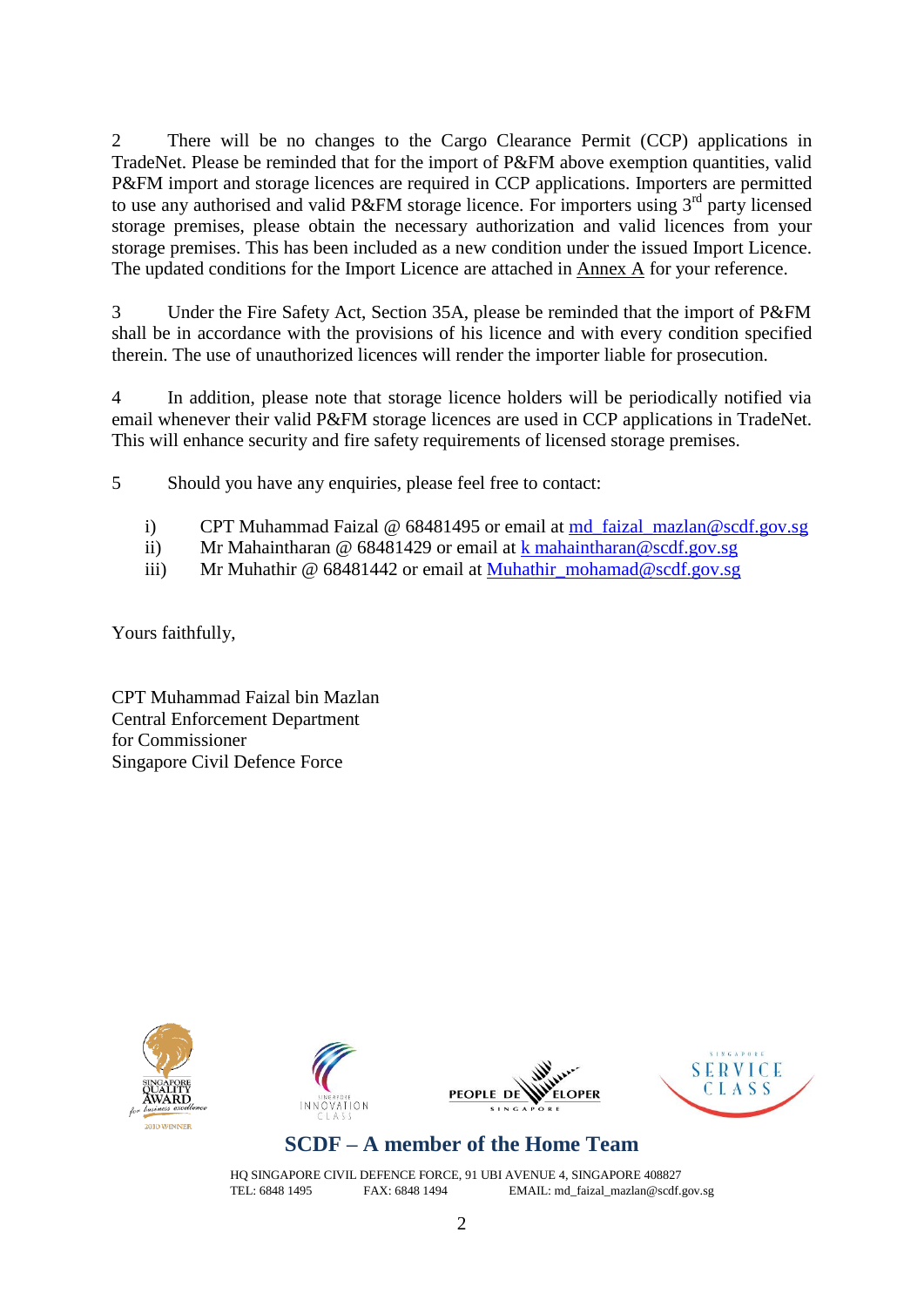2 There will be no changes to the Cargo Clearance Permit (CCP) applications in TradeNet. Please be reminded that for the import of P&FM above exemption quantities, valid P&FM import and storage licences are required in CCP applications. Importers are permitted to use any authorised and valid P&FM storage licence. For importers using 3rd party licensed storage premises, please obtain the necessary authorization and valid licences from your storage premises. This has been included as a new condition under the issued Import Licence. The updated conditions for the Import Licence are attached in Annex A for your reference.

3 Under the Fire Safety Act, Section 35A, please be reminded that the import of P&FM shall be in accordance with the provisions of his licence and with every condition specified therein. The use of unauthorized licences will render the importer liable for prosecution.

4 In addition, please note that storage licence holders will be periodically notified via email whenever their valid P&FM storage licences are used in CCP applications in TradeNet. This will enhance security and fire safety requirements of licensed storage premises.

5 Should you have any enquiries, please feel free to contact:

i) CPT Muhammad Faizal @ 68481495 or email at md_faizal_mazlan@scdf.gov.sg
ii) Mr Mahaintharan @ 68481429 or email at k mahaintharan@scdf.gov.sg
iii) Mr Muhathir @ 68481442 or email at Muhathir_mohamad@scdf.gov.sg

Yours faithfully,

CPT Muhammad Faizal bin Mazlan
Central Enforcement Department
for Commissioner
Singapore Civil Defence Force

**SCDF – A member of the Home Team**

HQ SINGAPORE CIVIL DEFENCE FORCE, 91 UBI AVENUE 4, SINGAPORE 408827
TEL: 6848 1495 FAX: 6848 1494 EMAIL: md_faizal_mazlan@scdf.gov.sg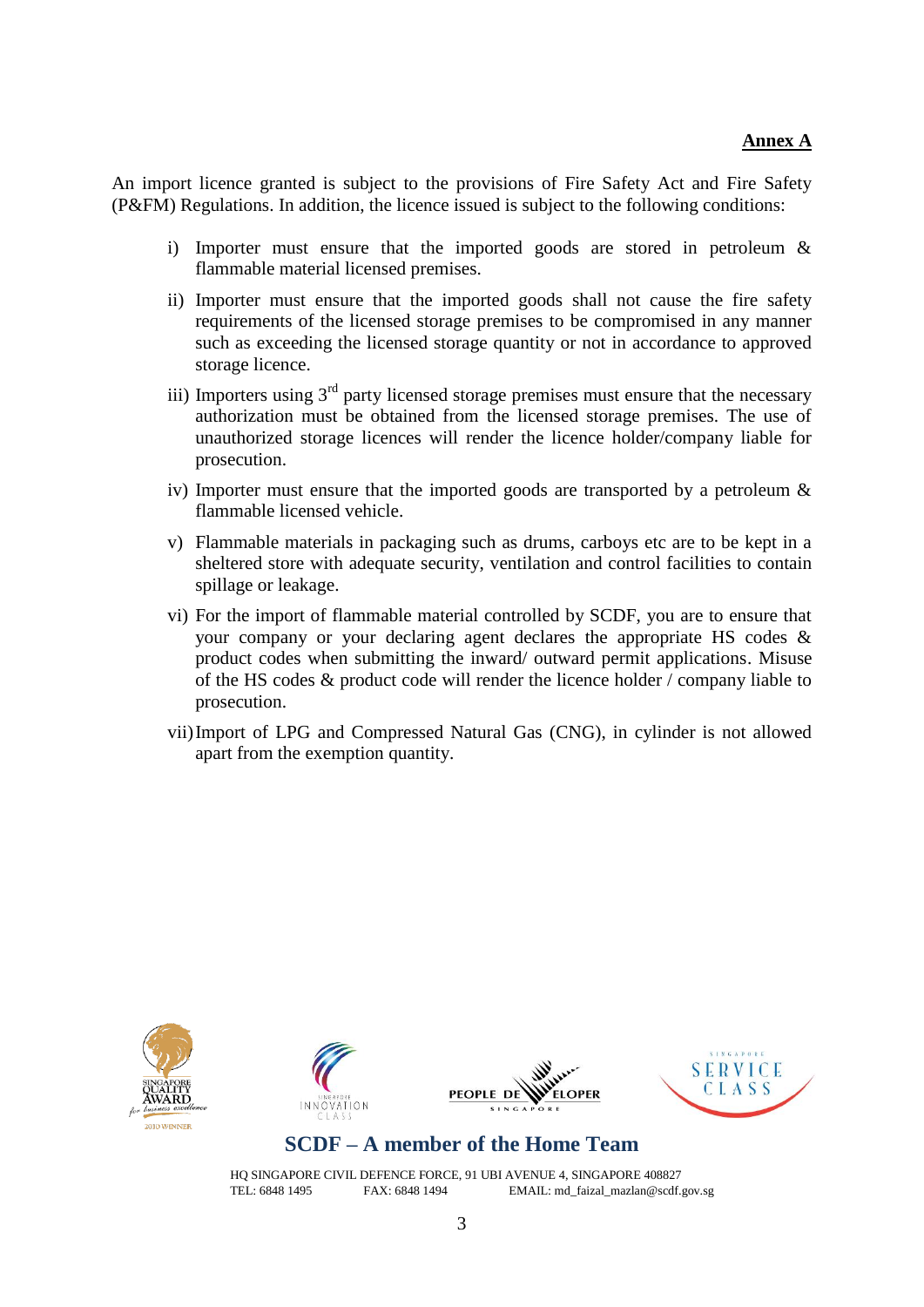**Annex A**

An import licence granted is subject to the provisions of Fire Safety Act and Fire Safety (P&FM) Regulations. In addition, the licence issued is subject to the following conditions:

i) Importer must ensure that the imported goods are stored in petroleum & flammable material licensed premises.

ii) Importer must ensure that the imported goods shall not cause the fire safety requirements of the licensed storage premises to be compromised in any manner such as exceeding the licensed storage quantity or not in accordance to approved storage licence.

iii) Importers using 3rd party licensed storage premises must ensure that the necessary authorization must be obtained from the licensed storage premises. The use of unauthorized storage licences will render the licence holder/company liable for prosecution.

iv) Importer must ensure that the imported goods are transported by a petroleum & flammable licensed vehicle.

v) Flammable materials in packaging such as drums, carboys etc are to be kept in a sheltered store with adequate security, ventilation and control facilities to contain spillage or leakage.

vi) For the import of flammable material controlled by SCDF, you are to ensure that your company or your declaring agent declares the appropriate HS codes & product codes when submitting the inward/ outward permit applications. Misuse of the HS codes & product code will render the licence holder / company liable to prosecution.

vii) Import of LPG and Compressed Natural Gas (CNG), in cylinder is not allowed apart from the exemption quantity.

**SCDF – A member of the Home Team**

HQ SINGAPORE CIVIL DEFENCE FORCE, 91 UBI AVENUE 4, SINGAPORE 408827
TEL: 6848 1495 FAX: 6848 1494 EMAIL: md_faizal_mazlan@scdf.gov.sg